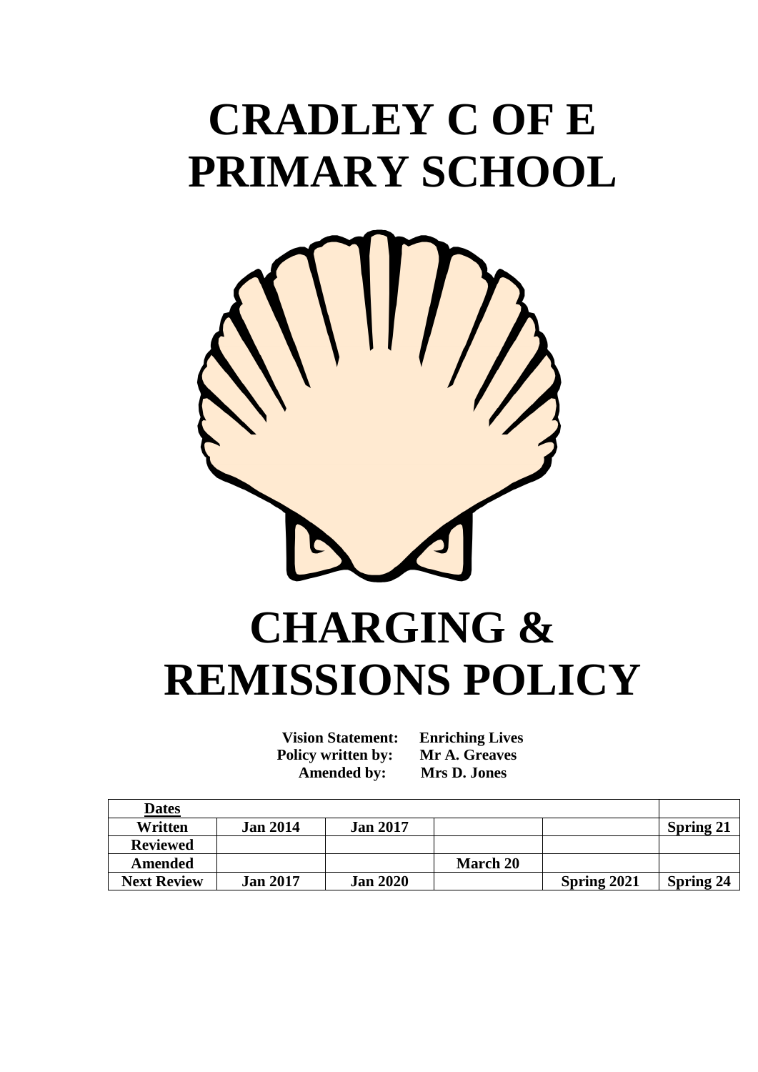# CRADLEY C OF E PRIMARY SCHOOL

# CHARGING & REMISSIONS POLICY

**Vision Statement:** **Enriching Lives**
**Policy written by:** **Mr A. Greaves**
**Amended by:** **Mrs D. Jones**

| **Dates** | | | | | |
|---|---|---|---|---|---|
| **Written** | **Jan 2014** | **Jan 2017** | | | **Spring 21** |
| **Reviewed** | | | | | |
| **Amended** | | | **March 20** | | |
| **Next Review** | **Jan 2017** | **Jan 2020** | | **Spring 2021** | **Spring 24** |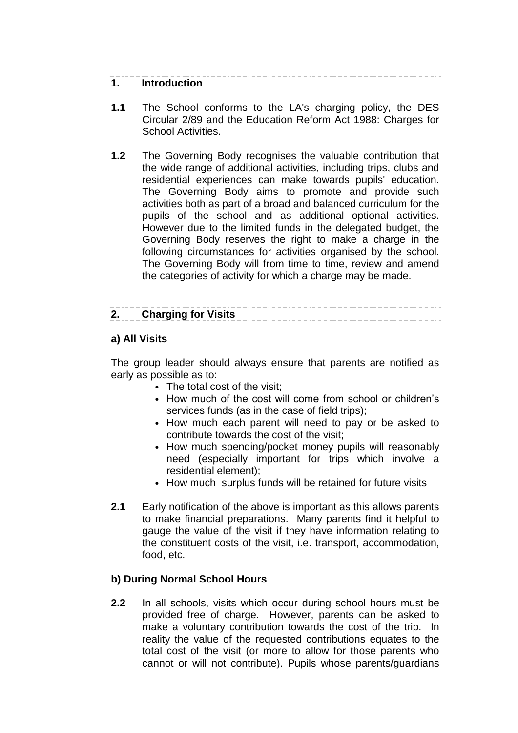## 1. Introduction

**1.1** The School conforms to the LA's charging policy, the DES Circular 2/89 and the Education Reform Act 1988: Charges for School Activities.

**1.2** The Governing Body recognises the valuable contribution that the wide range of additional activities, including trips, clubs and residential experiences can make towards pupils' education. The Governing Body aims to promote and provide such activities both as part of a broad and balanced curriculum for the pupils of the school and as additional optional activities. However due to the limited funds in the delegated budget, the Governing Body reserves the right to make a charge in the following circumstances for activities organised by the school. The Governing Body will from time to time, review and amend the categories of activity for which a charge may be made.

## 2. Charging for Visits

### a) All Visits

The group leader should always ensure that parents are notified as early as possible as to:

- The total cost of the visit;
- How much of the cost will come from school or children's services funds (as in the case of field trips);
- How much each parent will need to pay or be asked to contribute towards the cost of the visit;
- How much spending/pocket money pupils will reasonably need (especially important for trips which involve a residential element);
- How much surplus funds will be retained for future visits

**2.1** Early notification of the above is important as this allows parents to make financial preparations. Many parents find it helpful to gauge the value of the visit if they have information relating to the constituent costs of the visit, i.e. transport, accommodation, food, etc.

### b) During Normal School Hours

**2.2** In all schools, visits which occur during school hours must be provided free of charge. However, parents can be asked to make a voluntary contribution towards the cost of the trip. In reality the value of the requested contributions equates to the total cost of the visit (or more to allow for those parents who cannot or will not contribute). Pupils whose parents/guardians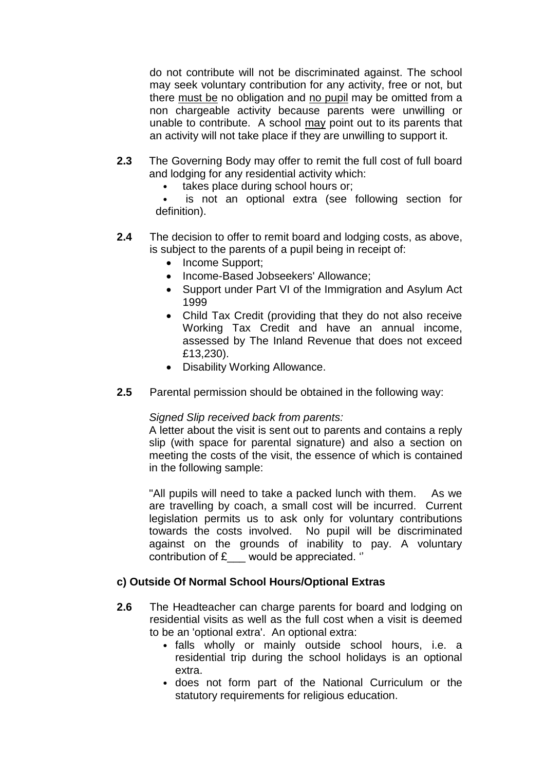do not contribute will not be discriminated against. The school may seek voluntary contribution for any activity, free or not, but there must be no obligation and no pupil may be omitted from a non chargeable activity because parents were unwilling or unable to contribute. A school may point out to its parents that an activity will not take place if they are unwilling to support it.

**2.3** The Governing Body may offer to remit the full cost of full board and lodging for any residential activity which:

- takes place during school hours or;
- is not an optional extra (see following section for definition).

**2.4** The decision to offer to remit board and lodging costs, as above, is subject to the parents of a pupil being in receipt of:

- Income Support;
- Income-Based Jobseekers' Allowance;
- Support under Part VI of the Immigration and Asylum Act 1999
- Child Tax Credit (providing that they do not also receive Working Tax Credit and have an annual income, assessed by The Inland Revenue that does not exceed £13,230).
- Disability Working Allowance.

**2.5** Parental permission should be obtained in the following way:

*Signed Slip received back from parents:*
A letter about the visit is sent out to parents and contains a reply slip (with space for parental signature) and also a section on meeting the costs of the visit, the essence of which is contained in the following sample:

"All pupils will need to take a packed lunch with them. As we are travelling by coach, a small cost will be incurred. Current legislation permits us to ask only for voluntary contributions towards the costs involved. No pupil will be discriminated against on the grounds of inability to pay. A voluntary contribution of £___ would be appreciated. ''

### c) Outside Of Normal School Hours/Optional Extras

**2.6** The Headteacher can charge parents for board and lodging on residential visits as well as the full cost when a visit is deemed to be an 'optional extra'. An optional extra:

- falls wholly or mainly outside school hours, i.e. a residential trip during the school holidays is an optional extra.
- does not form part of the National Curriculum or the statutory requirements for religious education.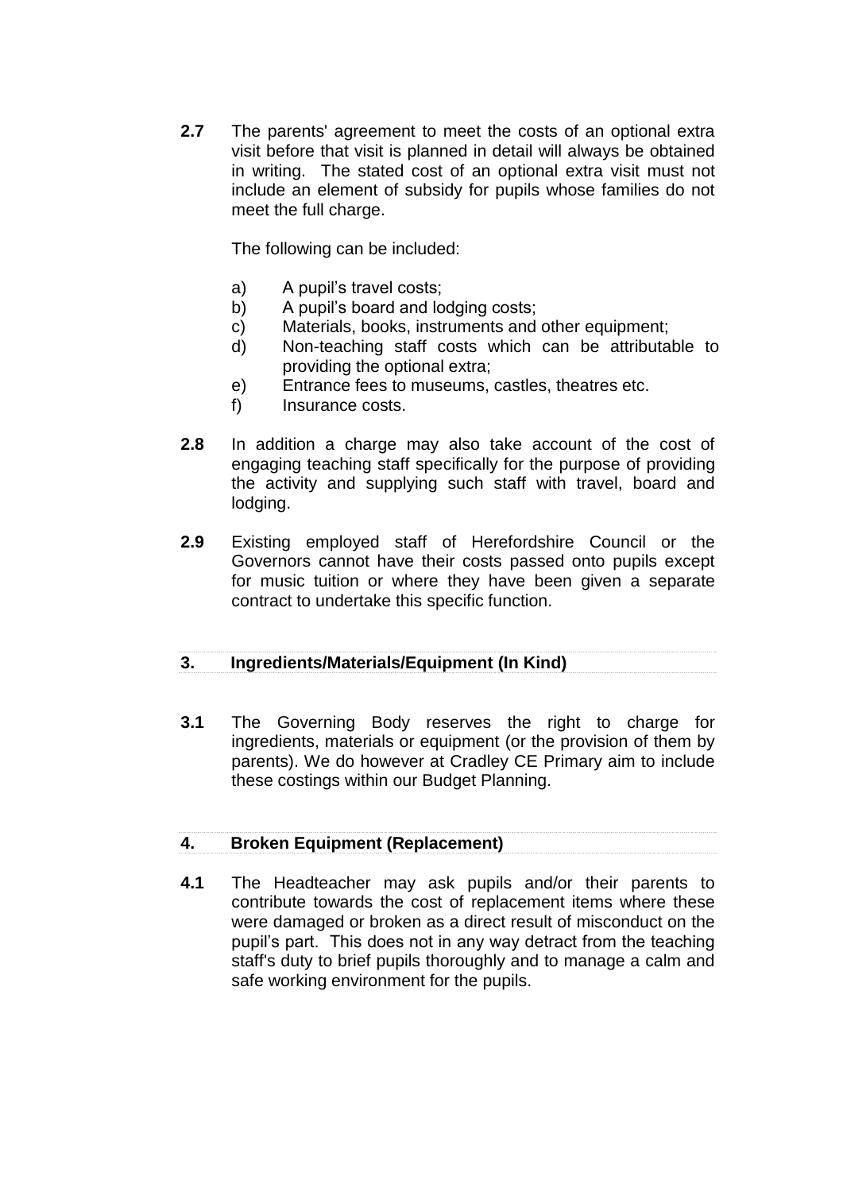**2.7** The parents' agreement to meet the costs of an optional extra visit before that visit is planned in detail will always be obtained in writing. The stated cost of an optional extra visit must not include an element of subsidy for pupils whose families do not meet the full charge.

The following can be included:

a) A pupil's travel costs;
b) A pupil's board and lodging costs;
c) Materials, books, instruments and other equipment;
d) Non-teaching staff costs which can be attributable to providing the optional extra;
e) Entrance fees to museums, castles, theatres etc.
f) Insurance costs.

**2.8** In addition a charge may also take account of the cost of engaging teaching staff specifically for the purpose of providing the activity and supplying such staff with travel, board and lodging.

**2.9** Existing employed staff of Herefordshire Council or the Governors cannot have their costs passed onto pupils except for music tuition or where they have been given a separate contract to undertake this specific function.

## 3. Ingredients/Materials/Equipment (In Kind)

**3.1** The Governing Body reserves the right to charge for ingredients, materials or equipment (or the provision of them by parents). We do however at Cradley CE Primary aim to include these costings within our Budget Planning.

## 4. Broken Equipment (Replacement)

**4.1** The Headteacher may ask pupils and/or their parents to contribute towards the cost of replacement items where these were damaged or broken as a direct result of misconduct on the pupil's part. This does not in any way detract from the teaching staff's duty to brief pupils thoroughly and to manage a calm and safe working environment for the pupils.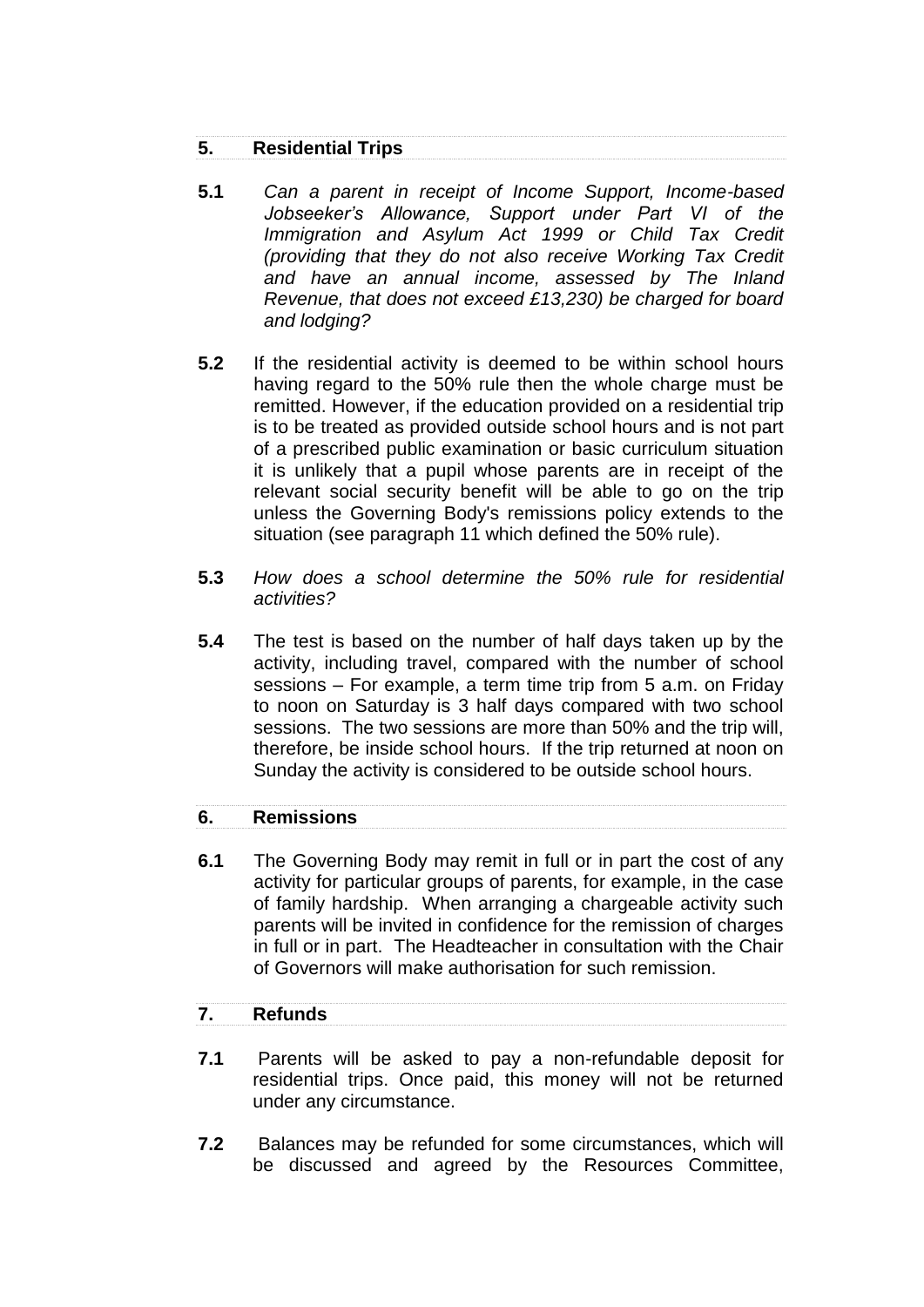## 5. Residential Trips

**5.1** *Can a parent in receipt of Income Support, Income-based Jobseeker's Allowance, Support under Part VI of the Immigration and Asylum Act 1999 or Child Tax Credit (providing that they do not also receive Working Tax Credit and have an annual income, assessed by The Inland Revenue, that does not exceed £13,230) be charged for board and lodging?*

**5.2** If the residential activity is deemed to be within school hours having regard to the 50% rule then the whole charge must be remitted. However, if the education provided on a residential trip is to be treated as provided outside school hours and is not part of a prescribed public examination or basic curriculum situation it is unlikely that a pupil whose parents are in receipt of the relevant social security benefit will be able to go on the trip unless the Governing Body's remissions policy extends to the situation (see paragraph 11 which defined the 50% rule).

**5.3** *How does a school determine the 50% rule for residential activities?*

**5.4** The test is based on the number of half days taken up by the activity, including travel, compared with the number of school sessions – For example, a term time trip from 5 a.m. on Friday to noon on Saturday is 3 half days compared with two school sessions. The two sessions are more than 50% and the trip will, therefore, be inside school hours. If the trip returned at noon on Sunday the activity is considered to be outside school hours.

## 6. Remissions

**6.1** The Governing Body may remit in full or in part the cost of any activity for particular groups of parents, for example, in the case of family hardship. When arranging a chargeable activity such parents will be invited in confidence for the remission of charges in full or in part. The Headteacher in consultation with the Chair of Governors will make authorisation for such remission.

## 7. Refunds

**7.1** Parents will be asked to pay a non-refundable deposit for residential trips. Once paid, this money will not be returned under any circumstance.

**7.2** Balances may be refunded for some circumstances, which will be discussed and agreed by the Resources Committee,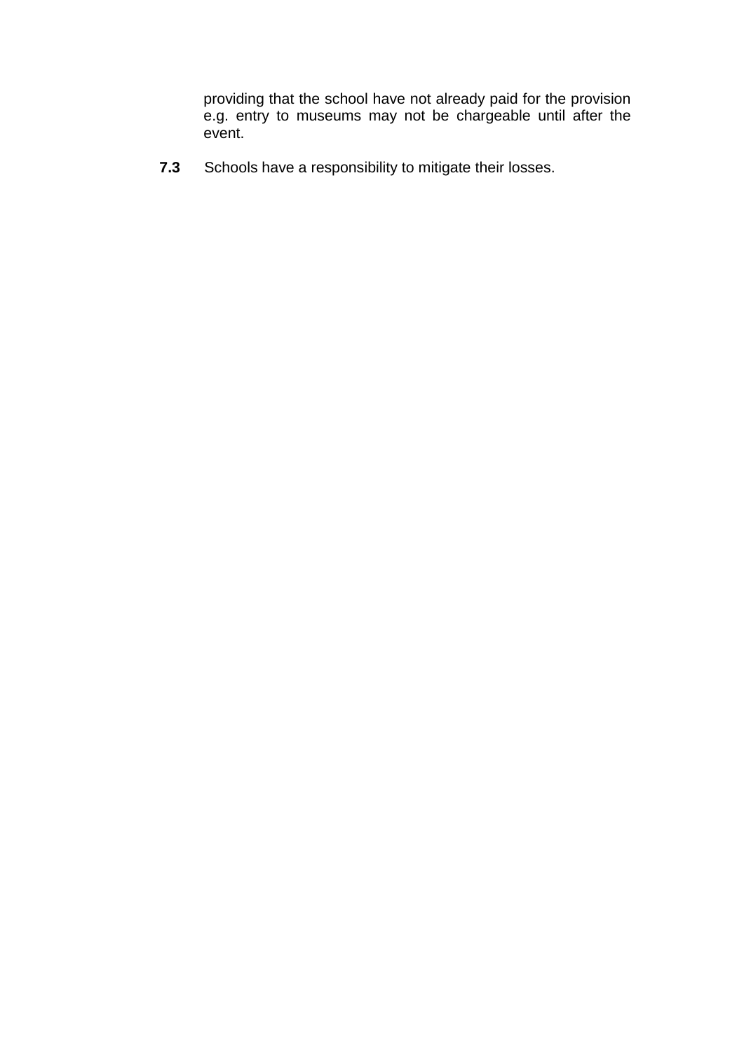providing that the school have not already paid for the provision e.g. entry to museums may not be chargeable until after the event.

**7.3** Schools have a responsibility to mitigate their losses.